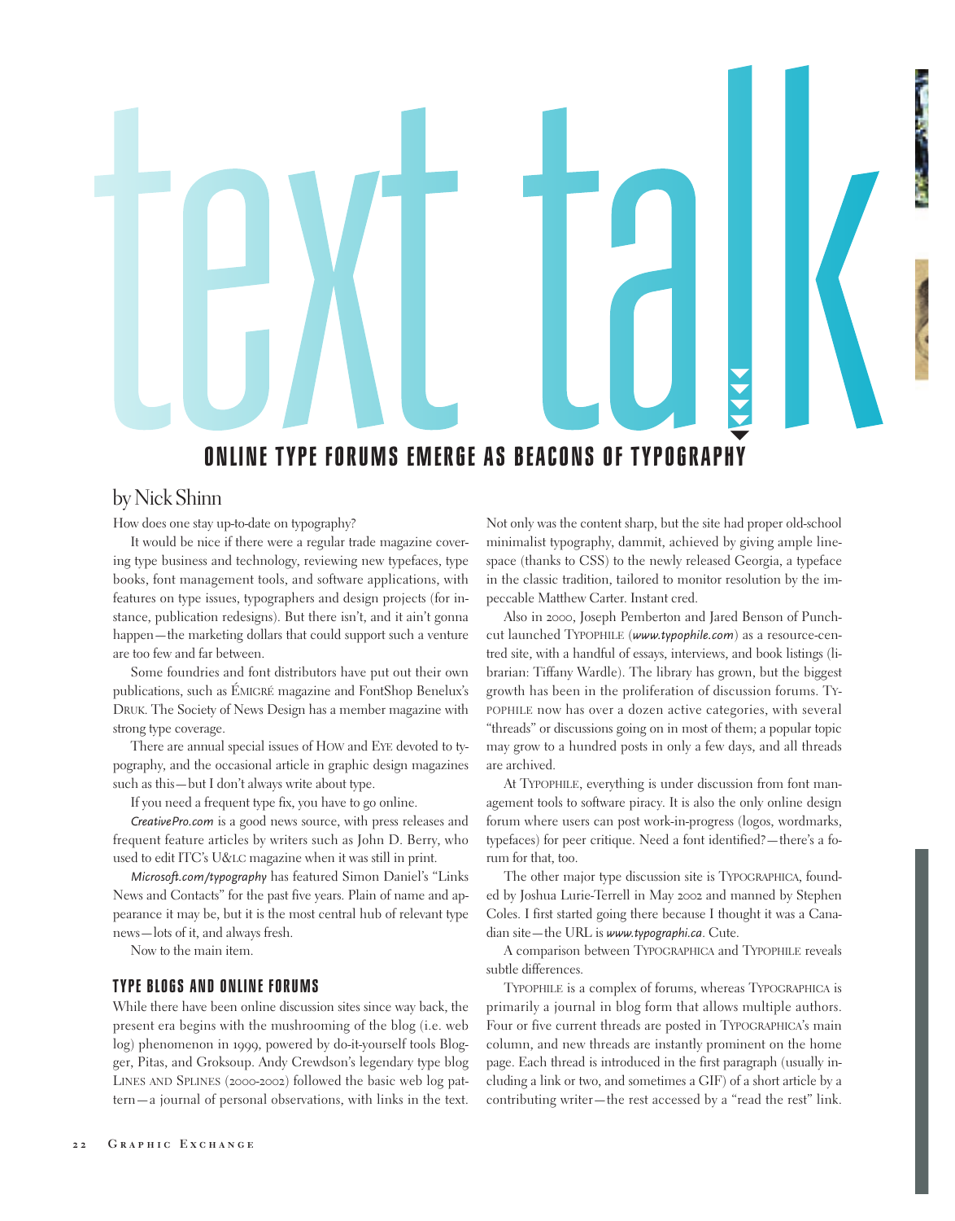# text talk

## ONLINE TYPE FORUMS EMERGE AS BEACONS OF TYPOGRAPHY

by Nick Shinn

How does one stay up-to-date on typography?

It would be nice if there were a regular trade magazine covering type business and technology, reviewing new typefaces, type books, font management tools, and software applications, with features on type issues, typographers and design projects (for instance, publication redesigns). But there isn't, and it ain't gonna happen—the marketing dollars that could support such a venture are too few and far between.

Some foundries and font distributors have put out their own publications, such as ÉMIGRÉ magazine and FontShop Benelux's DRUK. The Society of News Design has a member magazine with strong type coverage.

There are annual special issues of HOW and EYE devoted to typography, and the occasional article in graphic design magazines such as this—but I don't always write about type.

If you need a frequent type fix, you have to go online.

*CreativePro.com* is a good news source, with press releases and frequent feature articles by writers such as John D. Berry, who used to edit ITC's U&LC magazine when it was still in print.

*Microsoft.com/typography* has featured Simon Daniel's "Links News and Contacts" for the past five years. Plain of name and appearance it may be, but it is the most central hub of relevant type news—lots of it, and always fresh.

Now to the main item.

### TYPE BLOGS AND ONLINE FORUMS

While there have been online discussion sites since way back, the present era begins with the mushrooming of the blog (i.e. web log) phenomenon in 1999, powered by do-it-yourself tools Blogger, Pitas, and Groksoup. Andy Crewdson's legendary type blog LINES AND SPLINES (2000-2002) followed the basic web log pattern—a journal of personal observations, with links in the text. Not only was the content sharp, but the site had proper old-school minimalist typography, dammit, achieved by giving ample line-space (thanks to CSS) to the newly released Georgia, a typeface in the classic tradition, tailored to monitor resolution by the impeccable Matthew Carter. Instant cred.

Also in 2000, Joseph Pemberton and Jared Benson of Punchcut launched TYPOPHILE (*www.typophile.com*) as a resource-centred site, with a handful of essays, interviews, and book listings (librarian: Tiffany Wardle). The library has grown, but the biggest growth has been in the proliferation of discussion forums. TYPOPHILE now has over a dozen active categories, with several "threads" or discussions going on in most of them; a popular topic may grow to a hundred posts in only a few days, and all threads are archived.

At TYPOPHILE, everything is under discussion from font management tools to software piracy. It is also the only online design forum where users can post work-in-progress (logos, wordmarks, typefaces) for peer critique. Need a font identified?—there's a forum for that, too.

The other major type discussion site is TYPOGRAPHICA, founded by Joshua Lurie-Terrell in May 2002 and manned by Stephen Coles. I first started going there because I thought it was a Canadian site—the URL is *www.typographi.ca*. Cute.

A comparison between TYPOGRAPHICA and TYPOPHILE reveals subtle differences.

TYPOPHILE is a complex of forums, whereas TYPOGRAPHICA is primarily a journal in blog form that allows multiple authors. Four or five current threads are posted in TYPOGRAPHICA's main column, and new threads are instantly prominent on the home page. Each thread is introduced in the first paragraph (usually including a link or two, and sometimes a GIF) of a short article by a contributing writer—the rest accessed by a "read the rest" link.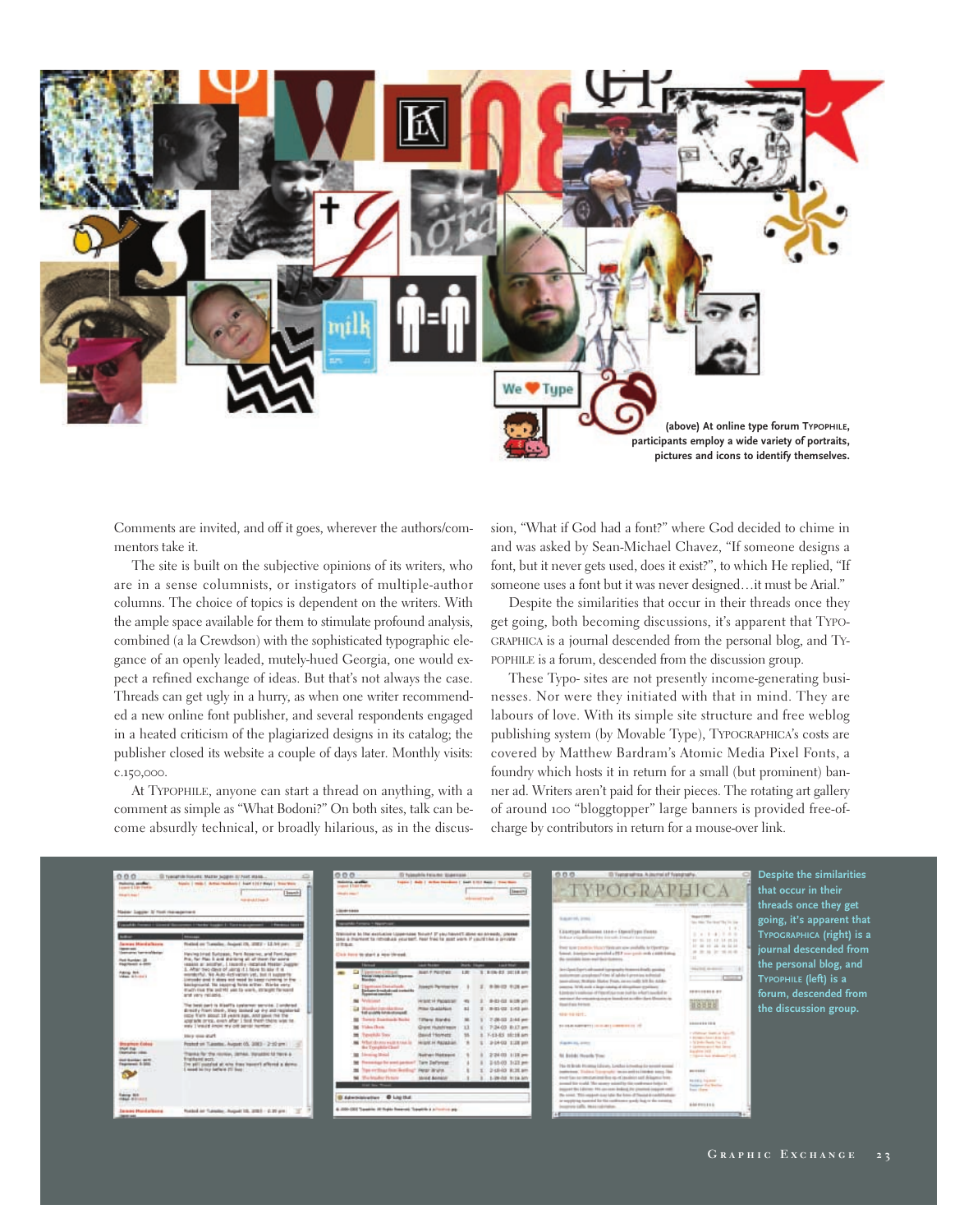**(above) At online type forum Typophile, participants employ a wide variety of portraits, pictures and icons to identify themselves.**

Comments are invited, and off it goes, wherever the authors/commentors take it.

The site is built on the subjective opinions of its writers, who are in a sense columnists, or instigators of multiple-author columns. The choice of topics is dependent on the writers. With the ample space available for them to stimulate profound analysis, combined (a la Crewdson) with the sophisticated typographic elegance of an openly leaded, mutely-hued Georgia, one would expect a refined exchange of ideas. But that's not always the case. Threads can get ugly in a hurry, as when one writer recommended a new online font publisher, and several respondents engaged in a heated criticism of the plagiarized designs in its catalog; the publisher closed its website a couple of days later. Monthly visits: c.150,000.

At Typophile, anyone can start a thread on anything, with a comment as simple as "What Bodoni?" On both sites, talk can become absurdly technical, or broadly hilarious, as in the discussion, "What if God had a font?" where God decided to chime in and was asked by Sean-Michael Chavez, "If someone designs a font, but it never gets used, does it exist?", to which He replied, "If someone uses a font but it was never designed…it must be Arial."

Despite the similarities that occur in their threads once they get going, both becoming discussions, it's apparent that Typographica is a journal descended from the personal blog, and Typophile is a forum, descended from the discussion group.

These Typo- sites are not presently income-generating businesses. Nor were they initiated with that in mind. They are labours of love. With its simple site structure and free weblog publishing system (by Movable Type), Typographica's costs are covered by Matthew Bardram's Atomic Media Pixel Fonts, a foundry which hosts it in return for a small (but prominent) banner ad. Writers aren't paid for their pieces. The rotating art gallery of around 100 "bloggtopper" large banners is provided free-of-charge by contributors in return for a mouse-over link.

**Despite the similarities that occur in their threads once they get going, it's apparent that Typographica (right) is a journal descended from the personal blog, and Typophile (left) is a forum, descended from the discussion group.**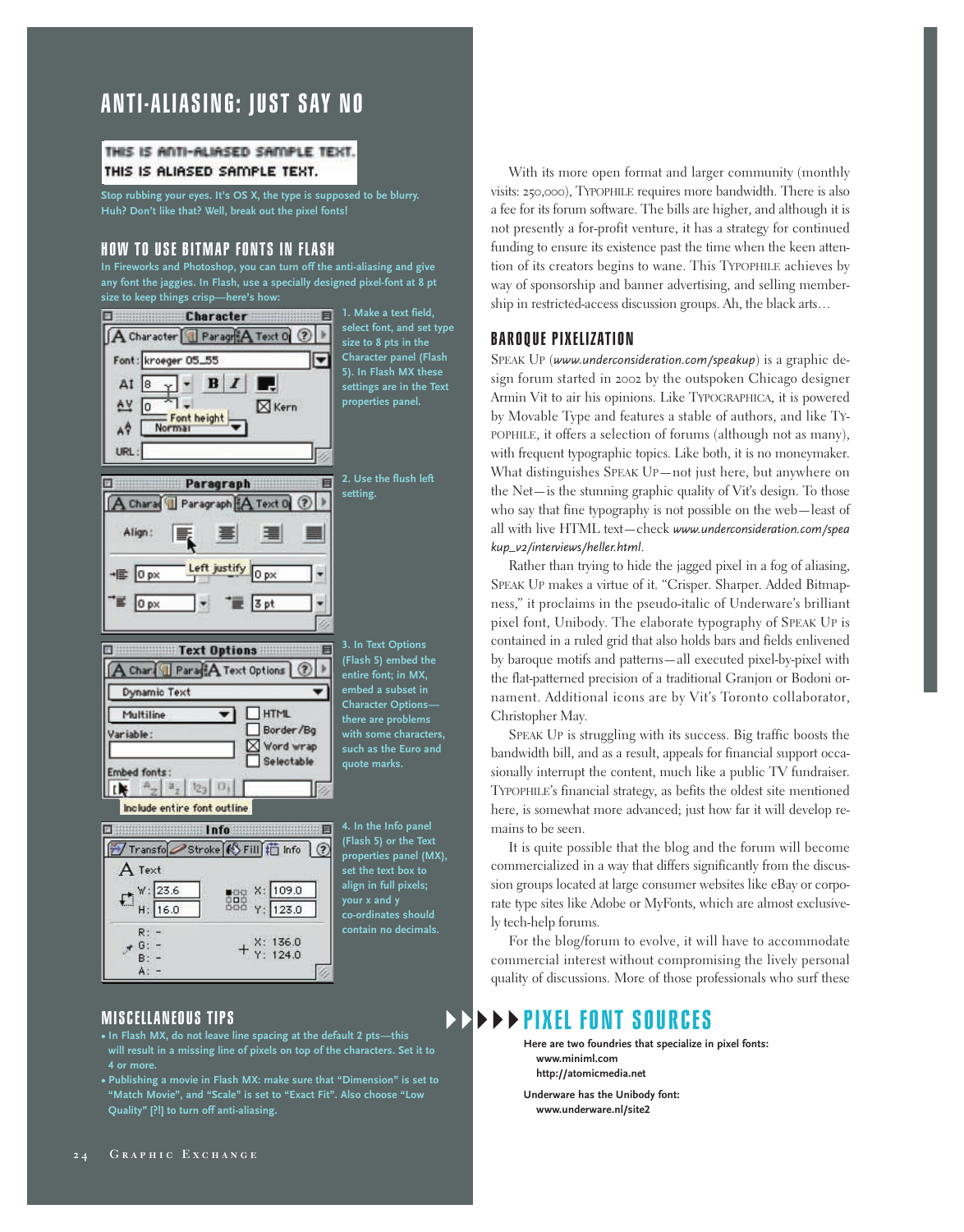## ANTI-ALIASING: JUST SAY NO

THIS IS ANTI-ALIASED SAMPLE TEXT.
THIS IS ALIASED SAMPLE TEXT.

Stop rubbing your eyes. It's OS X, the type is supposed to be blurry. Huh? Don't like that? Well, break out the pixel fonts!

### HOW TO USE BITMAP FONTS IN FLASH

In Fireworks and Photoshop, you can turn off the anti-aliasing and give any font the jaggies. In Flash, use a specially designed pixel-font at 8 pt size to keep things crisp—here's how:

1. Make a text field, select font, and set type size to 8 pts in the Character panel (Flash 5). In Flash MX these settings are in the Text properties panel.

2. Use the flush left setting.

3. In Text Options (Flash 5) embed the entire font; in MX, embed a subset in Character Options—there are problems with some characters, such as the Euro and quote marks.

4. In the Info panel (Flash 5) or the Text properties panel (MX), set the text box to align in full pixels; your x and y co-ordinates should contain no decimals.

### MISCELLANEOUS TIPS

- In Flash MX, do not leave line spacing at the default 2 pts—this will result in a missing line of pixels on top of the characters. Set it to 4 or more.
- Publishing a movie in Flash MX: make sure that "Dimension" is set to "Match Movie", and "Scale" is set to "Exact Fit". Also choose "Low Quality" [?!] to turn off anti-aliasing.

With its more open format and larger community (monthly visits: 250,000), TYPOPHILE requires more bandwidth. There is also a fee for its forum software. The bills are higher, and although it is not presently a for-profit venture, it has a strategy for continued funding to ensure its existence past the time when the keen attention of its creators begins to wane. This TYPOPHILE achieves by way of sponsorship and banner advertising, and selling membership in restricted-access discussion groups. Ah, the black arts…

### BAROQUE PIXELIZATION

SPEAK UP (*www.underconsideration.com/speakup*) is a graphic design forum started in 2002 by the outspoken Chicago designer Armin Vit to air his opinions. Like TYPOGRAPHICA, it is powered by Movable Type and features a stable of authors, and like TYPOPHILE, it offers a selection of forums (although not as many), with frequent typographic topics. Like both, it is no moneymaker. What distinguishes SPEAK UP—not just here, but anywhere on the Net—is the stunning graphic quality of Vit's design. To those who say that fine typography is not possible on the web—least of all with live HTML text—check *www.underconsideration.com/speakup_v2/interviews/heller.html*.

Rather than trying to hide the jagged pixel in a fog of aliasing, SPEAK UP makes a virtue of it. "Crisper. Sharper. Added Bitmapness," it proclaims in the pseudo-italic of Underware's brilliant pixel font, Unibody. The elaborate typography of SPEAK UP is contained in a ruled grid that also holds bars and fields enlivened by baroque motifs and patterns—all executed pixel-by-pixel with the flat-patterned precision of a traditional Granjon or Bodoni ornament. Additional icons are by Vit's Toronto collaborator, Christopher May.

SPEAK UP is struggling with its success. Heavy traffic boosts the bandwidth bill, and as a result, appeals for financial support occasionally interrupt the content, much like a public TV fundraiser. TYPOPHILE's financial strategy, as befits the oldest site mentioned here, is somewhat more advanced; just how far it will develop remains to be seen.

It is quite possible that the blog and the forum will become commercialized in a way that differs significantly from the discussion groups located at large consumer websites like eBay or corporate type sites like Adobe or MyFonts, which are almost exclusively tech-help forums.

For the blog/forum to evolve, it will have to accommodate commercial interest without compromising the lively personal quality of discussions. More of those professionals who surf these

### PIXEL FONT SOURCES

Here are two foundries that specialize in pixel fonts:
www.miniml.com
http://atomicmedia.net

Underware has the Unibody font:
www.underware.nl/site2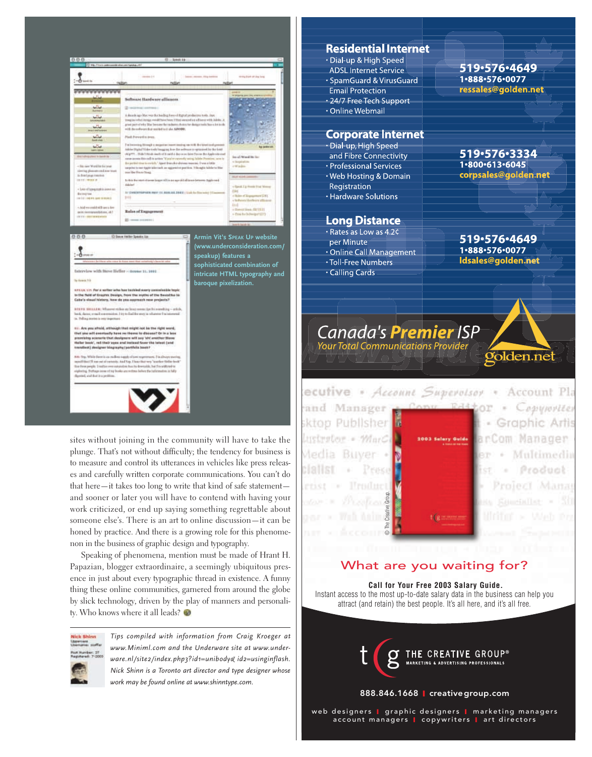Armin Vit's Speak Up website (www.underconsideration.com/speakup) features a sophisticated combination of intricate HTML typography and baroque pixelization.

sites without joining in the community will have to take the plunge. That's not without difficulty; the tendency for business is to measure and control its utterances in vehicles like press releases and carefully written corporate communications. You can't do that here—it takes too long to write that kind of safe statement—and sooner or later you will have to contend with having your work criticized, or end up saying something regrettable about someone else's. There is an art to online discussion—it can be honed by practice. And there is a growing role for this phenomenon in the business of graphic design and typography.

Speaking of phenomena, mention must be made of Hrant H. Papazian, blogger extraordinaire, a seemingly ubiquitous presence in just about every typographic thread in existence. A funny thing these online communities, garnered from around the globe by slick technology, driven by the play of manners and personality. Who knows where it all leads?

*Tips compiled with information from Craig Kroeger at www.Miniml.com and the Underware site at www.underware.nl/site2/index.php3?id1=unibody&id2=usinginflash. Nick Shinn is a Toronto art director and type designer whose work may be found online at www.shinntype.com.*

## Residential Internet

- Dial-up & High Speed ADSL Internet Service
- SpamGuard & VirusGuard Email Protection
- 24/7 Free Tech Support
- Online Webmail

519•576•4649
1•888•576•0077
ressales@golden.net

## Corporate Internet

- Dial-up, High Speed and Fibre Connectivity
- Professional Services
- Web Hosting & Domain Registration
- Hardware Solutions

519•576•3334
1•800•613•6045
corpsales@golden.net

## Long Distance

- Rates as Low as 4.2¢ per Minute
- Online Call Management
- Toll-Free Numbers
- Calling Cards

519•576•4649
1•888•576•0077
ldsales@golden.net

Canada's Premier ISP
Your Total Communications Provider
golden.net

## What are you waiting for?

**Call for Your Free 2003 Salary Guide.**
Instant access to the most up-to-date salary data in the business can help you attract (and retain) the best people. It's all here, and it's all free.

THE CREATIVE GROUP®
MARKETING & ADVERTISING PROFESSIONALS

888.846.1668 | creativegroup.com

web designers | graphic designers | marketing managers
account managers | copywriters | art directors